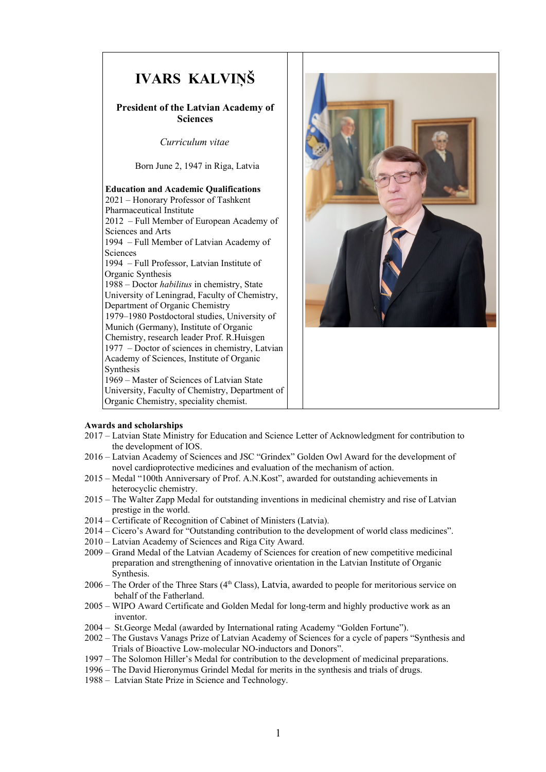# IVARS KALVIŅŠ

**President of the Latvian Academy of Sciences**

*Curriculum vitae*

Born June 2, 1947 in Riga, Latvia

**Education and Academic Qualifications**

2021 – Honorary Professor of Tashkent Pharmaceutical Institute
2012 – Full Member of European Academy of Sciences and Arts
1994 – Full Member of Latvian Academy of Sciences
1994 – Full Professor, Latvian Institute of Organic Synthesis
1988 – Doctor *habilitus* in chemistry, State University of Leningrad, Faculty of Chemistry, Department of Organic Chemistry
1979–1980 Postdoctoral studies, University of Munich (Germany), Institute of Organic Chemistry, research leader Prof. R.Huisgen
1977 – Doctor of sciences in chemistry, Latvian Academy of Sciences, Institute of Organic Synthesis
1969 – Master of Sciences of Latvian State University, Faculty of Chemistry, Department of Organic Chemistry, speciality chemist.

**Awards and scholarships**

2017 – Latvian State Ministry for Education and Science Letter of Acknowledgment for contribution to the development of IOS.
2016 – Latvian Academy of Sciences and JSC "Grindex" Golden Owl Award for the development of novel cardioprotective medicines and evaluation of the mechanism of action.
2015 – Medal "100th Anniversary of Prof. A.N.Kost", awarded for outstanding achievements in heterocyclic chemistry.
2015 – The Walter Zapp Medal for outstanding inventions in medicinal chemistry and rise of Latvian prestige in the world.
2014 – Certificate of Recognition of Cabinet of Ministers (Latvia).
2014 – Cicero's Award for "Outstanding contribution to the development of world class medicines".
2010 – Latvian Academy of Sciences and Riga City Award.
2009 – Grand Medal of the Latvian Academy of Sciences for creation of new competitive medicinal preparation and strengthening of innovative orientation in the Latvian Institute of Organic Synthesis.
2006 – The Order of the Three Stars (4th Class), Latvia, awarded to people for meritorious service on behalf of the Fatherland.
2005 – WIPO Award Certificate and Golden Medal for long-term and highly productive work as an inventor.
2004 – St.George Medal (awarded by International rating Academy "Golden Fortune").
2002 – The Gustavs Vanags Prize of Latvian Academy of Sciences for a cycle of papers "Synthesis and Trials of Bioactive Low-molecular NO-inductors and Donors".
1997 – The Solomon Hiller's Medal for contribution to the development of medicinal preparations.
1996 – The David Hieronymus Grindel Medal for merits in the synthesis and trials of drugs.
1988 – Latvian State Prize in Science and Technology.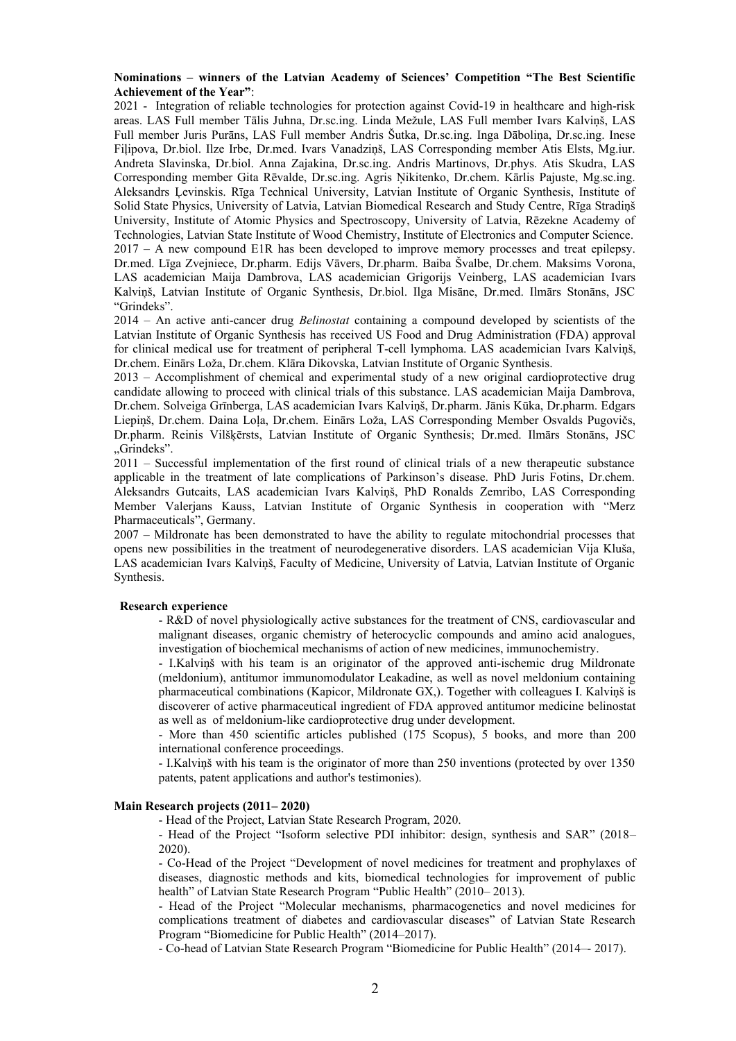**Nominations – winners of the Latvian Academy of Sciences' Competition "The Best Scientific Achievement of the Year"**:

2021 - Integration of reliable technologies for protection against Covid-19 in healthcare and high-risk areas. LAS Full member Tālis Juhna, Dr.sc.ing. Linda Mežule, LAS Full member Ivars Kalviņš, LAS Full member Juris Purāns, LAS Full member Andris Šutka, Dr.sc.ing. Inga Dāboliņa, Dr.sc.ing. Inese Fiļipova, Dr.biol. Ilze Irbe, Dr.med. Ivars Vanadziņš, LAS Corresponding member Atis Elsts, Mg.iur. Andreta Slavinska, Dr.biol. Anna Zajakina, Dr.sc.ing. Andris Martinovs, Dr.phys. Atis Skudra, LAS Corresponding member Gita Rēvalde, Dr.sc.ing. Agris Ņikitenko, Dr.chem. Kārlis Pajuste, Mg.sc.ing. Aleksandrs Ļevinskis. Rīga Technical University, Latvian Institute of Organic Synthesis, Institute of Solid State Physics, University of Latvia, Latvian Biomedical Research and Study Centre, Rīga Stradiņš University, Institute of Atomic Physics and Spectroscopy, University of Latvia, Rēzekne Academy of Technologies, Latvian State Institute of Wood Chemistry, Institute of Electronics and Computer Science.

2017 – A new compound E1R has been developed to improve memory processes and treat epilepsy. Dr.med. Līga Zvejniece, Dr.pharm. Edijs Vāvers, Dr.pharm. Baiba Švalbe, Dr.chem. Maksims Vorona, LAS academician Maija Dambrova, LAS academician Grigorijs Veinberg, LAS academician Ivars Kalviņš, Latvian Institute of Organic Synthesis, Dr.biol. Ilga Misāne, Dr.med. Ilmārs Stonāns, JSC "Grindeks".

2014 – An active anti-cancer drug *Belinostat* containing a compound developed by scientists of the Latvian Institute of Organic Synthesis has received US Food and Drug Administration (FDA) approval for clinical medical use for treatment of peripheral T-cell lymphoma. LAS academician Ivars Kalviņš, Dr.chem. Einārs Loža, Dr.chem. Klāra Dikovska, Latvian Institute of Organic Synthesis.

2013 – Accomplishment of chemical and experimental study of a new original cardioprotective drug candidate allowing to proceed with clinical trials of this substance. LAS academician Maija Dambrova, Dr.chem. Solveiga Grīnberga, LAS academician Ivars Kalviņš, Dr.pharm. Jānis Kūka, Dr.pharm. Edgars Liepiņš, Dr.chem. Daina Loļa, Dr.chem. Einārs Loža, LAS Corresponding Member Osvalds Pugovičs, Dr.pharm. Reinis Vilšķērsts, Latvian Institute of Organic Synthesis; Dr.med. Ilmārs Stonāns, JSC „Grindeks".

2011 – Successful implementation of the first round of clinical trials of a new therapeutic substance applicable in the treatment of late complications of Parkinson's disease. PhD Juris Fotins, Dr.chem. Aleksandrs Gutcaits, LAS academician Ivars Kalviņš, PhD Ronalds Zemribo, LAS Corresponding Member Valerjans Kauss, Latvian Institute of Organic Synthesis in cooperation with "Merz Pharmaceuticals", Germany.

2007 – Mildronate has been demonstrated to have the ability to regulate mitochondrial processes that opens new possibilities in the treatment of neurodegenerative disorders. LAS academician Vija Kluša, LAS academician Ivars Kalviņš, Faculty of Medicine, University of Latvia, Latvian Institute of Organic Synthesis.

**Research experience**

- R&D of novel physiologically active substances for the treatment of CNS, cardiovascular and malignant diseases, organic chemistry of heterocyclic compounds and amino acid analogues, investigation of biochemical mechanisms of action of new medicines, immunochemistry.
- I.Kalviņš with his team is an originator of the approved anti-ischemic drug Mildronate (meldonium), antitumor immunomodulator Leakadine, as well as novel meldonium containing pharmaceutical combinations (Kapicor, Mildronate GX,). Together with colleagues I. Kalviņš is discoverer of active pharmaceutical ingredient of FDA approved antitumor medicine belinostat as well as of meldonium-like cardioprotective drug under development.
- More than 450 scientific articles published (175 Scopus), 5 books, and more than 200 international conference proceedings.
- I.Kalviņš with his team is the originator of more than 250 inventions (protected by over 1350 patents, patent applications and author's testimonies).

**Main Research projects (2011– 2020)**

- Head of the Project, Latvian State Research Program, 2020.
- Head of the Project "Isoform selective PDI inhibitor: design, synthesis and SAR" (2018–2020).
- Co-Head of the Project "Development of novel medicines for treatment and prophylaxes of diseases, diagnostic methods and kits, biomedical technologies for improvement of public health" of Latvian State Research Program "Public Health" (2010– 2013).
- Head of the Project "Molecular mechanisms, pharmacogenetics and novel medicines for complications treatment of diabetes and cardiovascular diseases" of Latvian State Research Program "Biomedicine for Public Health" (2014–2017).
- Co-head of Latvian State Research Program "Biomedicine for Public Health" (2014–- 2017).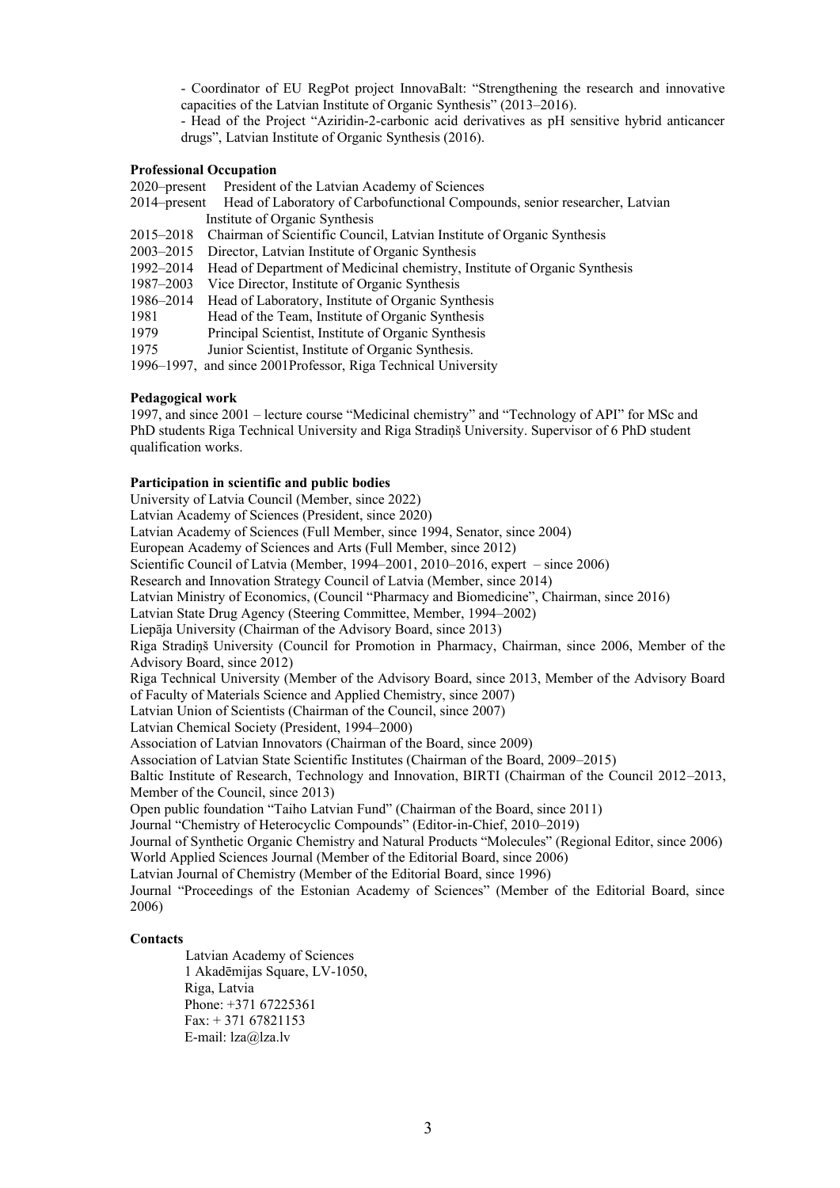- Coordinator of EU RegPot project InnovaBalt: "Strengthening the research and innovative capacities of the Latvian Institute of Organic Synthesis" (2013–2016).
- Head of the Project "Aziridin-2-carbonic acid derivatives as pH sensitive hybrid anticancer drugs", Latvian Institute of Organic Synthesis (2016).

**Professional Occupation**

2020–present President of the Latvian Academy of Sciences
2014–present Head of Laboratory of Carbofunctional Compounds, senior researcher, Latvian Institute of Organic Synthesis
2015–2018 Chairman of Scientific Council, Latvian Institute of Organic Synthesis
2003–2015 Director, Latvian Institute of Organic Synthesis
1992–2014 Head of Department of Medicinal chemistry, Institute of Organic Synthesis
1987–2003 Vice Director, Institute of Organic Synthesis
1986–2014 Head of Laboratory, Institute of Organic Synthesis
1981 Head of the Team, Institute of Organic Synthesis
1979 Principal Scientist, Institute of Organic Synthesis
1975 Junior Scientist, Institute of Organic Synthesis.
1996–1997, and since 2001Professor, Riga Technical University

**Pedagogical work**

1997, and since 2001 – lecture course "Medicinal chemistry" and "Technology of API" for MSc and PhD students Riga Technical University and Riga Stradiņš University. Supervisor of 6 PhD student qualification works.

**Participation in scientific and public bodies**

University of Latvia Council (Member, since 2022)
Latvian Academy of Sciences (President, since 2020)
Latvian Academy of Sciences (Full Member, since 1994, Senator, since 2004)
European Academy of Sciences and Arts (Full Member, since 2012)
Scientific Council of Latvia (Member, 1994–2001, 2010–2016, expert – since 2006)
Research and Innovation Strategy Council of Latvia (Member, since 2014)
Latvian Ministry of Economics, (Council "Pharmacy and Biomedicine", Chairman, since 2016)
Latvian State Drug Agency (Steering Committee, Member, 1994–2002)
Liepāja University (Chairman of the Advisory Board, since 2013)
Riga Stradiņš University (Council for Promotion in Pharmacy, Chairman, since 2006, Member of the Advisory Board, since 2012)
Riga Technical University (Member of the Advisory Board, since 2013, Member of the Advisory Board of Faculty of Materials Science and Applied Chemistry, since 2007)
Latvian Union of Scientists (Chairman of the Council, since 2007)
Latvian Chemical Society (President, 1994–2000)
Association of Latvian Innovators (Chairman of the Board, since 2009)
Association of Latvian State Scientific Institutes (Chairman of the Board, 2009–2015)
Baltic Institute of Research, Technology and Innovation, BIRTI (Chairman of the Council 2012–2013, Member of the Council, since 2013)
Open public foundation "Taiho Latvian Fund" (Chairman of the Board, since 2011)
Journal "Chemistry of Heterocyclic Compounds" (Editor-in-Chief, 2010–2019)
Journal of Synthetic Organic Chemistry and Natural Products "Molecules" (Regional Editor, since 2006)
World Applied Sciences Journal (Member of the Editorial Board, since 2006)
Latvian Journal of Chemistry (Member of the Editorial Board, since 1996)
Journal "Proceedings of the Estonian Academy of Sciences" (Member of the Editorial Board, since 2006)

**Contacts**

Latvian Academy of Sciences
1 Akadēmijas Square, LV-1050,
Riga, Latvia
Phone: +371 67225361
Fax: + 371 67821153
E-mail: lza@lza.lv